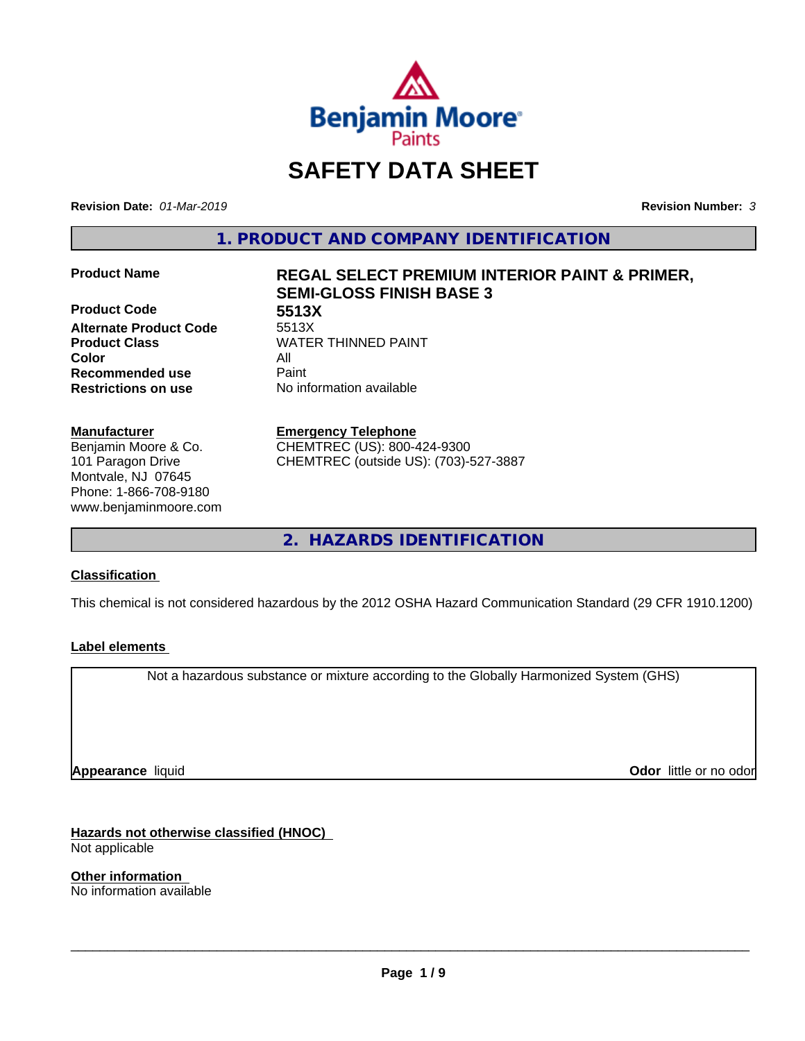# SAFETY DATA SHEET

**Revision Date:** *01-Mar-2019* **Revision Number:** *3*

## 1. PRODUCT AND COMPANY IDENTIFICATION

| | |
|---|---|
| **Product Name** | **REGAL SELECT PREMIUM INTERIOR PAINT & PRIMER, SEMI-GLOSS FINISH BASE 3** |
| **Product Code** | **5513X** |
| **Alternate Product Code** | 5513X |
| **Product Class** | WATER THINNED PAINT |
| **Color** | All |
| **Recommended use** | Paint |
| **Restrictions on use** | No information available |

**Manufacturer**
Benjamin Moore & Co.
101 Paragon Drive
Montvale, NJ 07645
Phone: 1-866-708-9180
www.benjaminmoore.com

**Emergency Telephone**
CHEMTREC (US): 800-424-9300
CHEMTREC (outside US): (703)-527-3887

## 2. HAZARDS IDENTIFICATION

### Classification

This chemical is not considered hazardous by the 2012 OSHA Hazard Communication Standard (29 CFR 1910.1200)

### Label elements

Not a hazardous substance or mixture according to the Globally Harmonized System (GHS)

**Appearance** liquid **Odor** little or no odor

### Hazards not otherwise classified (HNOC)

Not applicable

### Other information

No information available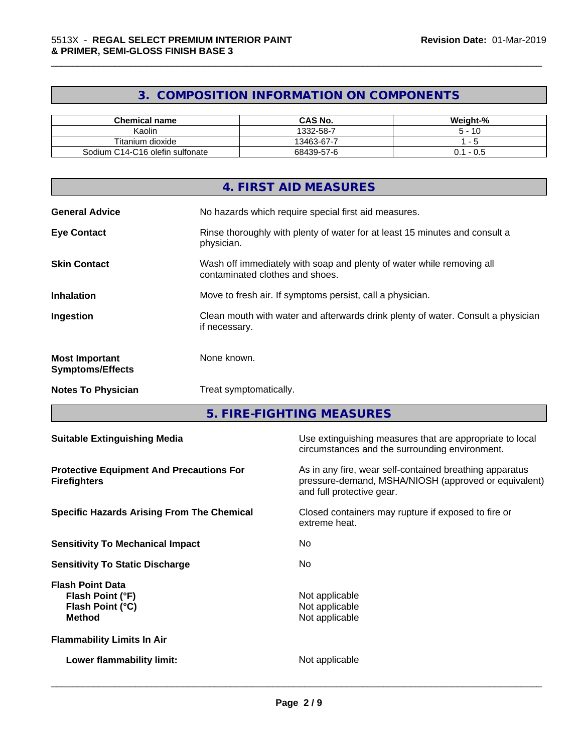## 3. COMPOSITION INFORMATION ON COMPONENTS

| Chemical name | CAS No. | Weight-% |
| --- | --- | --- |
| Kaolin | 1332-58-7 | 5 - 10 |
| Titanium dioxide | 13463-67-7 | 1 - 5 |
| Sodium C14-C16 olefin sulfonate | 68439-57-6 | 0.1 - 0.5 |

## 4. FIRST AID MEASURES

**General Advice**
No hazards which require special first aid measures.

**Eye Contact**
Rinse thoroughly with plenty of water for at least 15 minutes and consult a physician.

**Skin Contact**
Wash off immediately with soap and plenty of water while removing all contaminated clothes and shoes.

**Inhalation**
Move to fresh air. If symptoms persist, call a physician.

**Ingestion**
Clean mouth with water and afterwards drink plenty of water. Consult a physician if necessary.

**Most Important Symptoms/Effects**
None known.

**Notes To Physician**
Treat symptomatically.

## 5. FIRE-FIGHTING MEASURES

**Suitable Extinguishing Media**
Use extinguishing measures that are appropriate to local circumstances and the surrounding environment.

**Protective Equipment And Precautions For Firefighters**
As in any fire, wear self-contained breathing apparatus pressure-demand, MSHA/NIOSH (approved or equivalent) and full protective gear.

**Specific Hazards Arising From The Chemical**
Closed containers may rupture if exposed to fire or extreme heat.

**Sensitivity To Mechanical Impact**
No

**Sensitivity To Static Discharge**
No

**Flash Point Data**
- **Flash Point (°F)**: Not applicable
- **Flash Point (°C)**: Not applicable
- **Method**: Not applicable

**Flammability Limits In Air**

- **Lower flammability limit:** Not applicable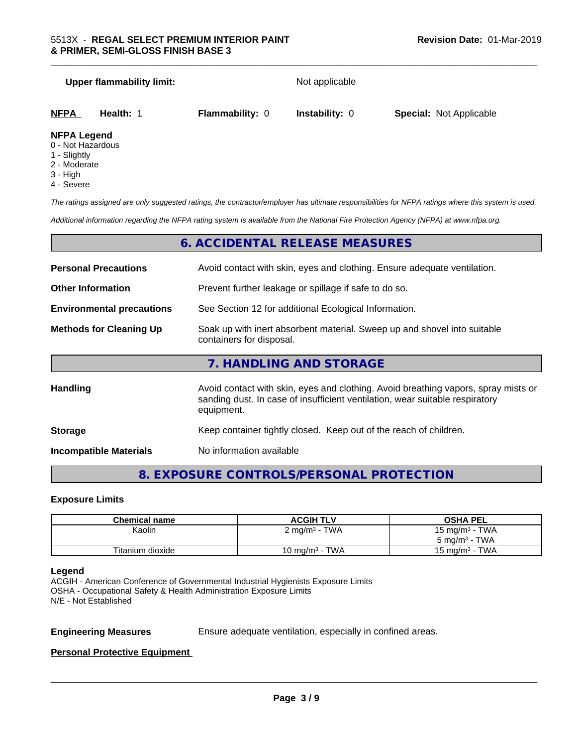**Upper flammability limit:** Not applicable

| **NFPA** | **Health:** 1 | **Flammability:** 0 | **Instability:** 0 | **Special:** Not Applicable |
|---|---|---|---|---|

**NFPA Legend**
0 - Not Hazardous
1 - Slightly
2 - Moderate
3 - High
4 - Severe

*The ratings assigned are only suggested ratings, the contractor/employer has ultimate responsibilities for NFPA ratings where this system is used.*

*Additional information regarding the NFPA rating system is available from the National Fire Protection Agency (NFPA) at www.nfpa.org.*

## 6. ACCIDENTAL RELEASE MEASURES

**Personal Precautions** Avoid contact with skin, eyes and clothing. Ensure adequate ventilation.

**Other Information** Prevent further leakage or spillage if safe to do so.

**Environmental precautions** See Section 12 for additional Ecological Information.

**Methods for Cleaning Up** Soak up with inert absorbent material. Sweep up and shovel into suitable containers for disposal.

## 7. HANDLING AND STORAGE

**Handling** Avoid contact with skin, eyes and clothing. Avoid breathing vapors, spray mists or sanding dust. In case of insufficient ventilation, wear suitable respiratory equipment.

**Storage** Keep container tightly closed. Keep out of the reach of children.

**Incompatible Materials** No information available

## 8. EXPOSURE CONTROLS/PERSONAL PROTECTION

### Exposure Limits

| Chemical name | ACGIH TLV | OSHA PEL |
|---|---|---|
| Kaolin | 2 mg/m³ - TWA | 15 mg/m³ - TWA<br>5 mg/m³ - TWA |
| Titanium dioxide | 10 mg/m³ - TWA | 15 mg/m³ - TWA |

**Legend**
ACGIH - American Conference of Governmental Industrial Hygienists Exposure Limits
OSHA - Occupational Safety & Health Administration Exposure Limits
N/E - Not Established

**Engineering Measures** Ensure adequate ventilation, especially in confined areas.

**Personal Protective Equipment**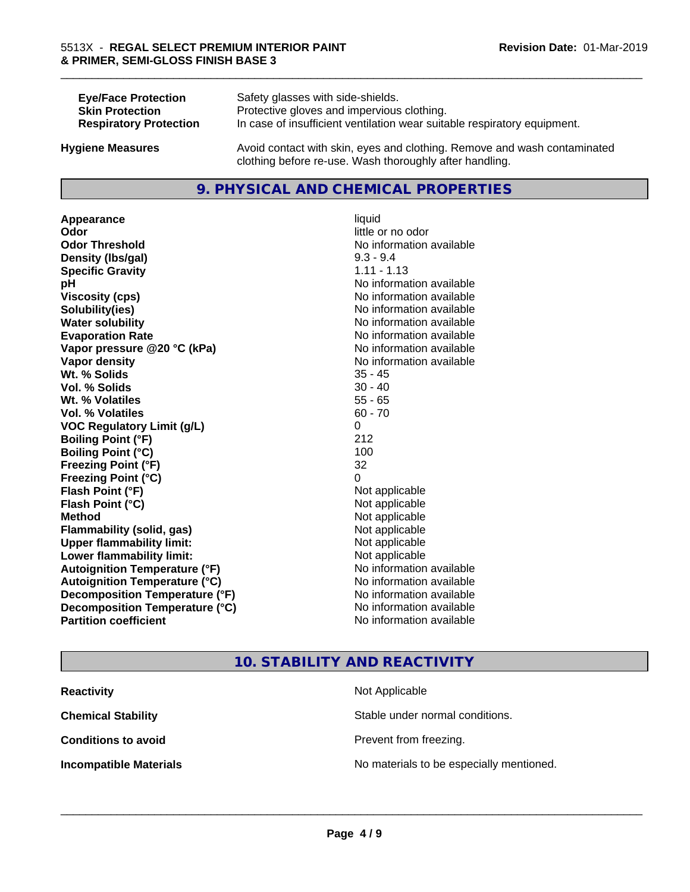| | |
|---|---|
| **Eye/Face Protection** | Safety glasses with side-shields. |
| **Skin Protection** | Protective gloves and impervious clothing. |
| **Respiratory Protection** | In case of insufficient ventilation wear suitable respiratory equipment. |
| **Hygiene Measures** | Avoid contact with skin, eyes and clothing. Remove and wash contaminated clothing before re-use. Wash thoroughly after handling. |

## 9. PHYSICAL AND CHEMICAL PROPERTIES

| | |
|---|---|
| **Appearance** | liquid |
| **Odor** | little or no odor |
| **Odor Threshold** | No information available |
| **Density (lbs/gal)** | 9.3 - 9.4 |
| **Specific Gravity** | 1.11 - 1.13 |
| **pH** | No information available |
| **Viscosity (cps)** | No information available |
| **Solubility(ies)** | No information available |
| **Water solubility** | No information available |
| **Evaporation Rate** | No information available |
| **Vapor pressure @20 °C (kPa)** | No information available |
| **Vapor density** | No information available |
| **Wt. % Solids** | 35 - 45 |
| **Vol. % Solids** | 30 - 40 |
| **Wt. % Volatiles** | 55 - 65 |
| **Vol. % Volatiles** | 60 - 70 |
| **VOC Regulatory Limit (g/L)** | 0 |
| **Boiling Point (°F)** | 212 |
| **Boiling Point (°C)** | 100 |
| **Freezing Point (°F)** | 32 |
| **Freezing Point (°C)** | 0 |
| **Flash Point (°F)** | Not applicable |
| **Flash Point (°C)** | Not applicable |
| **Method** | Not applicable |
| **Flammability (solid, gas)** | Not applicable |
| **Upper flammability limit:** | Not applicable |
| **Lower flammability limit:** | Not applicable |
| **Autoignition Temperature (°F)** | No information available |
| **Autoignition Temperature (°C)** | No information available |
| **Decomposition Temperature (°F)** | No information available |
| **Decomposition Temperature (°C)** | No information available |
| **Partition coefficient** | No information available |

## 10. STABILITY AND REACTIVITY

| | |
|---|---|
| **Reactivity** | Not Applicable |
| **Chemical Stability** | Stable under normal conditions. |
| **Conditions to avoid** | Prevent from freezing. |
| **Incompatible Materials** | No materials to be especially mentioned. |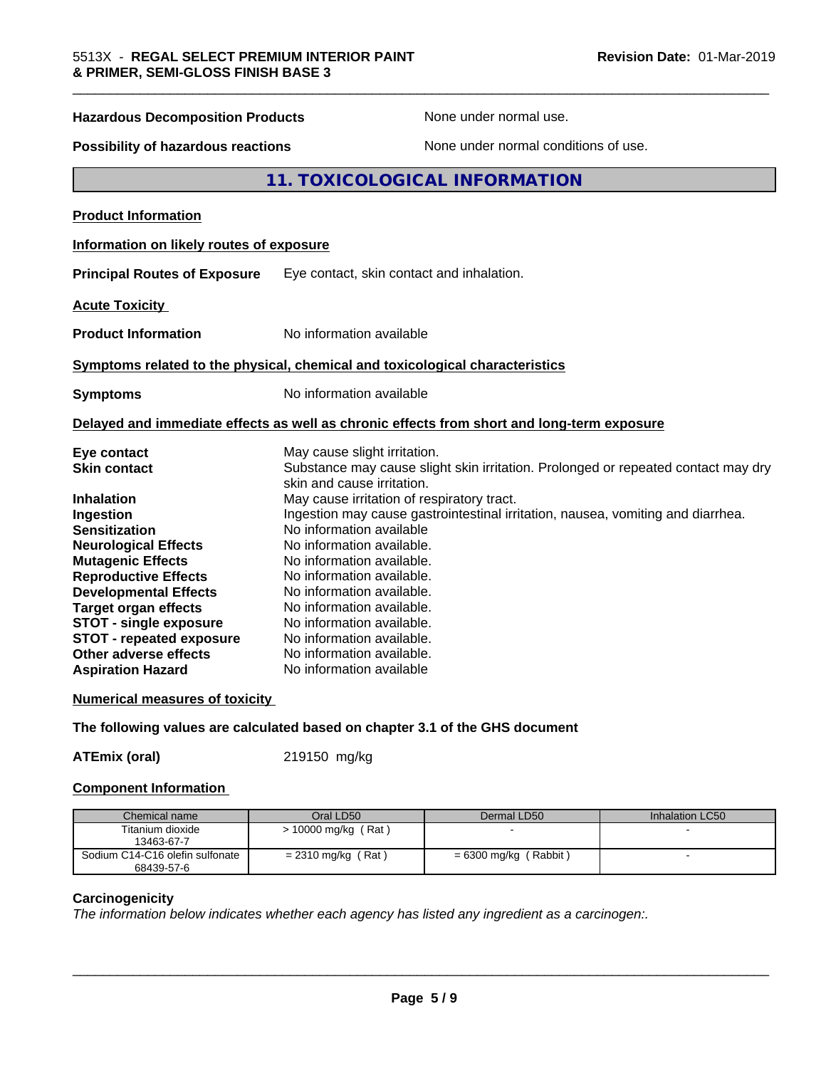**Hazardous Decomposition Products** None under normal use.

**Possibility of hazardous reactions** None under normal conditions of use.

## 11. TOXICOLOGICAL INFORMATION

**Product Information**

**Information on likely routes of exposure**

**Principal Routes of Exposure** Eye contact, skin contact and inhalation.

**Acute Toxicity**

**Product Information** No information available

**Symptoms related to the physical, chemical and toxicological characteristics**

**Symptoms** No information available

**Delayed and immediate effects as well as chronic effects from short and long-term exposure**

**Eye contact** May cause slight irritation.
**Skin contact** Substance may cause slight skin irritation. Prolonged or repeated contact may dry skin and cause irritation.
**Inhalation** May cause irritation of respiratory tract.
**Ingestion** Ingestion may cause gastrointestinal irritation, nausea, vomiting and diarrhea.
**Sensitization** No information available
**Neurological Effects** No information available.
**Mutagenic Effects** No information available.
**Reproductive Effects** No information available.
**Developmental Effects** No information available.
**Target organ effects** No information available.
**STOT - single exposure** No information available.
**STOT - repeated exposure** No information available.
**Other adverse effects** No information available.
**Aspiration Hazard** No information available

**Numerical measures of toxicity**

**The following values are calculated based on chapter 3.1 of the GHS document**

**ATEmix (oral)** 219150 mg/kg

**Component Information**

| Chemical name | Oral LD50 | Dermal LD50 | Inhalation LC50 |
|---|---|---|---|
| Titanium dioxide 13463-67-7 | > 10000 mg/kg ( Rat ) | - | - |
| Sodium C14-C16 olefin sulfonate 68439-57-6 | = 2310 mg/kg ( Rat ) | = 6300 mg/kg ( Rabbit ) | - |

**Carcinogenicity**
*The information below indicates whether each agency has listed any ingredient as a carcinogen:.*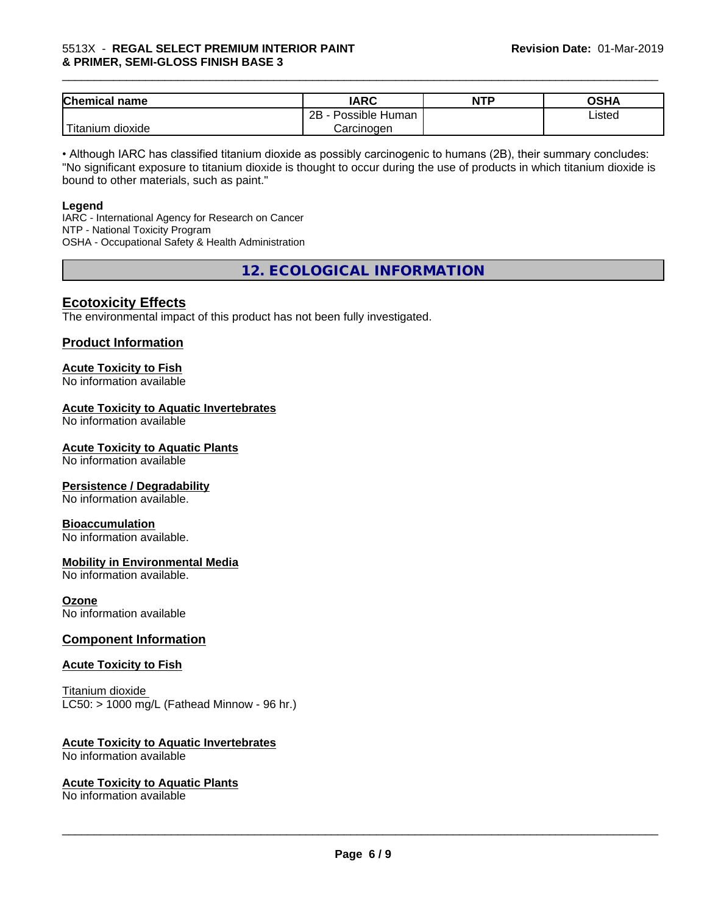| Chemical name | IARC | NTP | OSHA |
| --- | --- | --- | --- |
| Titanium dioxide | 2B - Possible Human Carcinogen | | Listed |

• Although IARC has classified titanium dioxide as possibly carcinogenic to humans (2B), their summary concludes: "No significant exposure to titanium dioxide is thought to occur during the use of products in which titanium dioxide is bound to other materials, such as paint."

**Legend**

IARC - International Agency for Research on Cancer
NTP - National Toxicity Program
OSHA - Occupational Safety & Health Administration

## 12. ECOLOGICAL INFORMATION

### Ecotoxicity Effects

The environmental impact of this product has not been fully investigated.

### Product Information

**Acute Toxicity to Fish**
No information available

**Acute Toxicity to Aquatic Invertebrates**
No information available

**Acute Toxicity to Aquatic Plants**
No information available

**Persistence / Degradability**
No information available.

**Bioaccumulation**
No information available.

**Mobility in Environmental Media**
No information available.

**Ozone**
No information available

### Component Information

**Acute Toxicity to Fish**

Titanium dioxide
LC50: > 1000 mg/L (Fathead Minnow - 96 hr.)

**Acute Toxicity to Aquatic Invertebrates**
No information available

**Acute Toxicity to Aquatic Plants**
No information available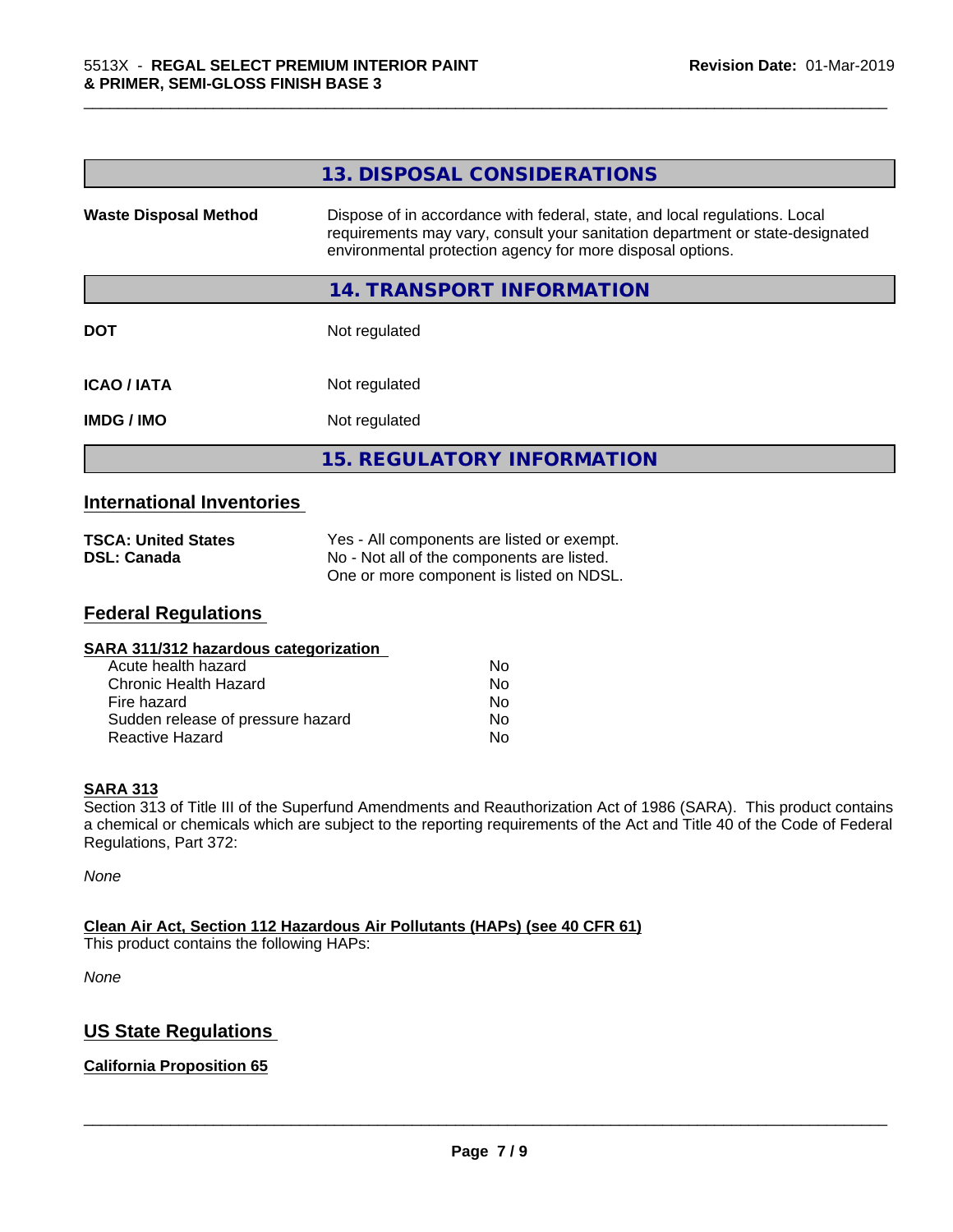## 13. DISPOSAL CONSIDERATIONS

| | |
|---|---|
| **Waste Disposal Method** | Dispose of in accordance with federal, state, and local regulations. Local requirements may vary, consult your sanitation department or state-designated environmental protection agency for more disposal options. |

## 14. TRANSPORT INFORMATION

| | |
|---|---|
| **DOT** | Not regulated |
| **ICAO / IATA** | Not regulated |
| **IMDG / IMO** | Not regulated |

## 15. REGULATORY INFORMATION

### International Inventories

| | |
|---|---|
| **TSCA: United States** | Yes - All components are listed or exempt. |
| **DSL: Canada** | No - Not all of the components are listed. One or more component is listed on NDSL. |

### Federal Regulations

**SARA 311/312 hazardous categorization**

| | |
|---|---|
| Acute health hazard | No |
| Chronic Health Hazard | No |
| Fire hazard | No |
| Sudden release of pressure hazard | No |
| Reactive Hazard | No |

**SARA 313**

Section 313 of Title III of the Superfund Amendments and Reauthorization Act of 1986 (SARA). This product contains a chemical or chemicals which are subject to the reporting requirements of the Act and Title 40 of the Code of Federal Regulations, Part 372:

*None*

**Clean Air Act, Section 112 Hazardous Air Pollutants (HAPs) (see 40 CFR 61)**

This product contains the following HAPs:

*None*

### US State Regulations

**California Proposition 65**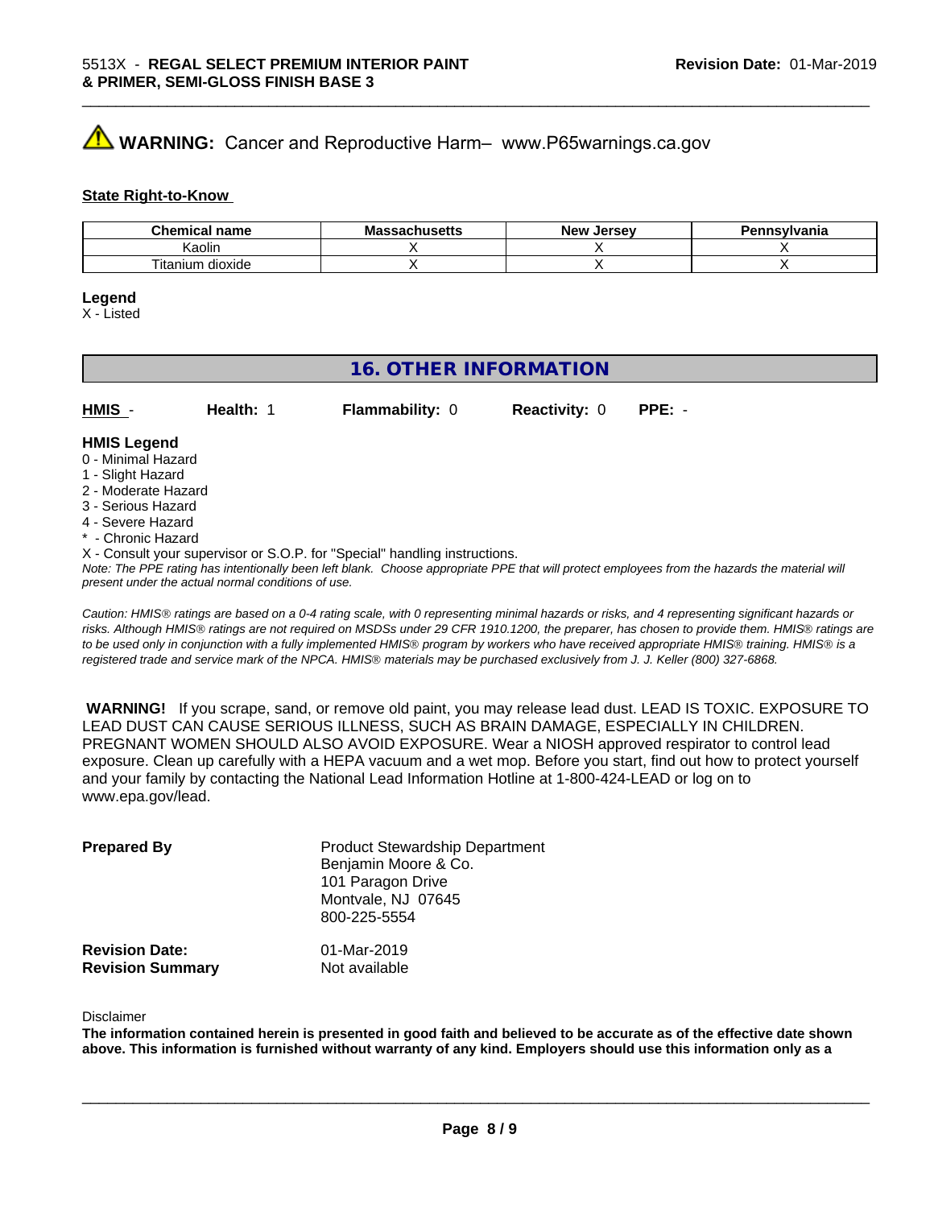**WARNING:** Cancer and Reproductive Harm– www.P65warnings.ca.gov

**State Right-to-Know**

| Chemical name | Massachusetts | New Jersey | Pennsylvania |
|---|---|---|---|
| Kaolin | X | X | X |
| Titanium dioxide | X | X | X |

**Legend**

X - Listed

## 16. OTHER INFORMATION

| **HMIS** - | **Health:** 1 | **Flammability:** 0 | **Reactivity:** 0 | **PPE:** - |
|---|---|---|---|---|

**HMIS Legend**

0 - Minimal Hazard
1 - Slight Hazard
2 - Moderate Hazard
3 - Serious Hazard
4 - Severe Hazard
* - Chronic Hazard
X - Consult your supervisor or S.O.P. for "Special" handling instructions.

*Note: The PPE rating has intentionally been left blank. Choose appropriate PPE that will protect employees from the hazards the material will present under the actual normal conditions of use.*

*Caution: HMIS® ratings are based on a 0-4 rating scale, with 0 representing minimal hazards or risks, and 4 representing significant hazards or risks. Although HMIS® ratings are not required on MSDSs under 29 CFR 1910.1200, the preparer, has chosen to provide them. HMIS® ratings are to be used only in conjunction with a fully implemented HMIS® program by workers who have received appropriate HMIS® training. HMIS® is a registered trade and service mark of the NPCA. HMIS® materials may be purchased exclusively from J. J. Keller (800) 327-6868.*

**WARNING!** If you scrape, sand, or remove old paint, you may release lead dust. LEAD IS TOXIC. EXPOSURE TO LEAD DUST CAN CAUSE SERIOUS ILLNESS, SUCH AS BRAIN DAMAGE, ESPECIALLY IN CHILDREN. PREGNANT WOMEN SHOULD ALSO AVOID EXPOSURE. Wear a NIOSH approved respirator to control lead exposure. Clean up carefully with a HEPA vacuum and a wet mop. Before you start, find out how to protect yourself and your family by contacting the National Lead Information Hotline at 1-800-424-LEAD or log on to www.epa.gov/lead.

**Prepared By**
Product Stewardship Department
Benjamin Moore & Co.
101 Paragon Drive
Montvale, NJ 07645
800-225-5554

**Revision Date:** 01-Mar-2019
**Revision Summary** Not available

Disclaimer

**The information contained herein is presented in good faith and believed to be accurate as of the effective date shown above. This information is furnished without warranty of any kind. Employers should use this information only as a**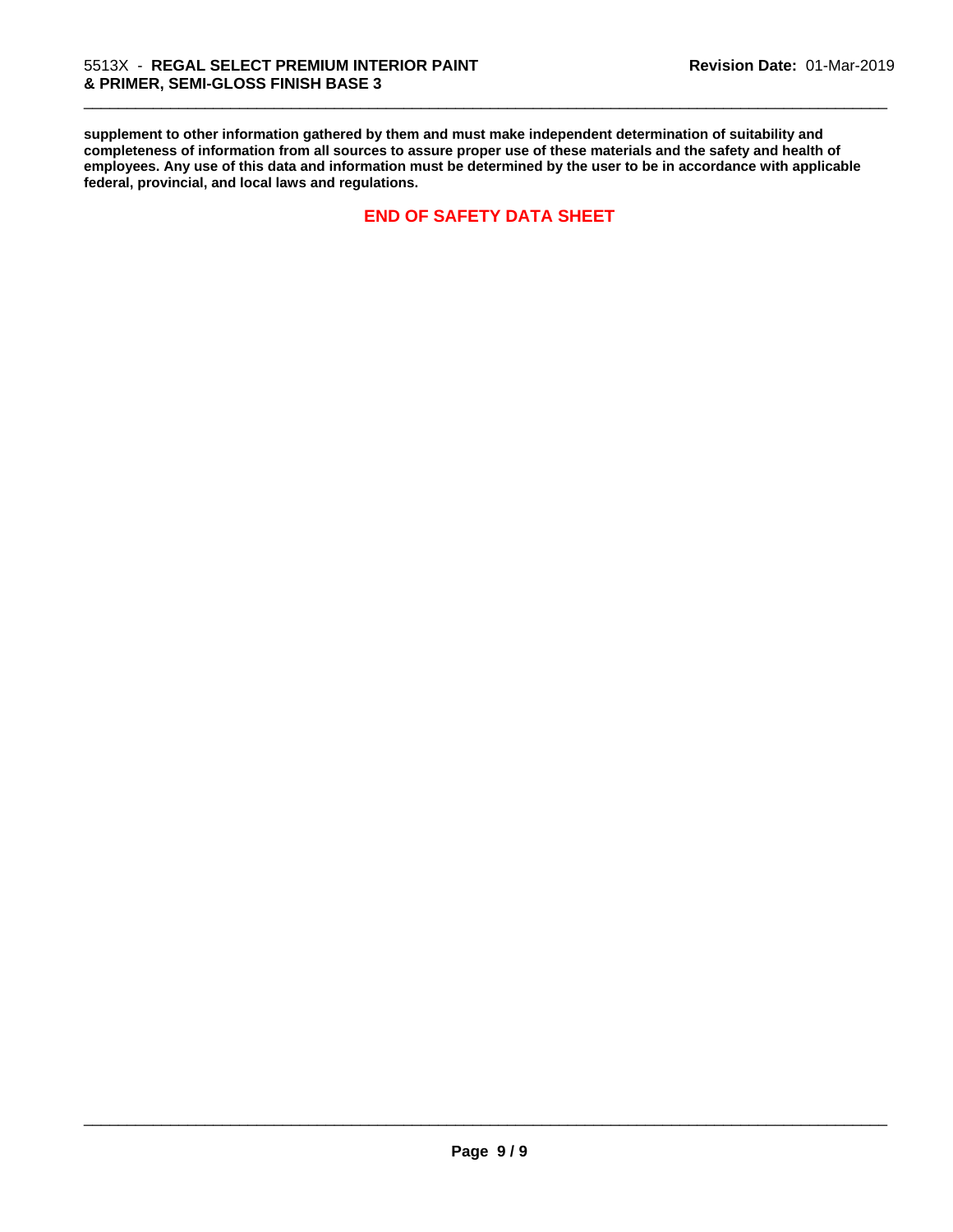**supplement to other information gathered by them and must make independent determination of suitability and completeness of information from all sources to assure proper use of these materials and the safety and health of employees. Any use of this data and information must be determined by the user to be in accordance with applicable federal, provincial, and local laws and regulations.**

**END OF SAFETY DATA SHEET**